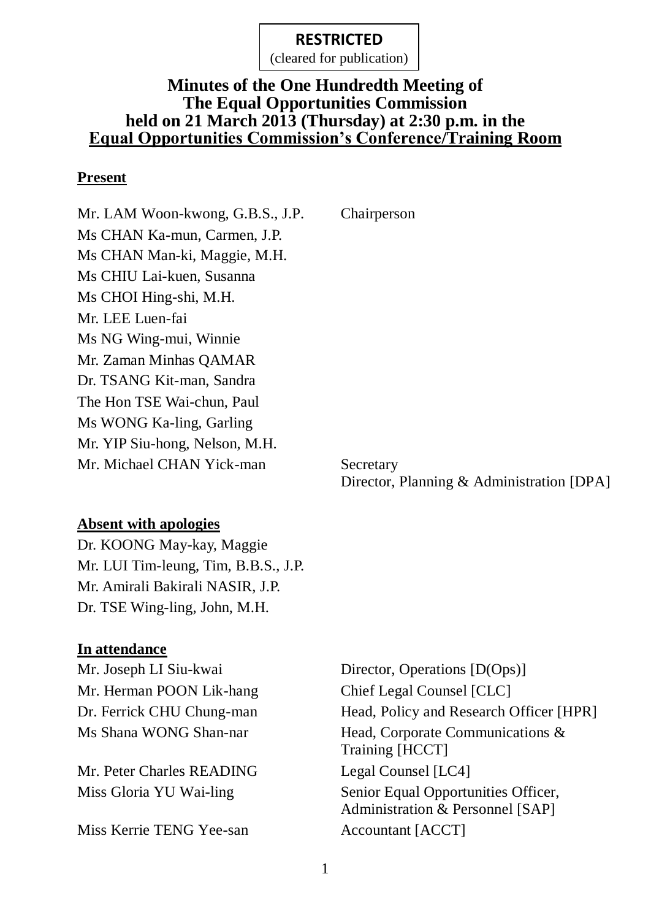**RESTRICTED**
(cleared for publication)

# Minutes of the One Hundredth Meeting of The Equal Opportunities Commission held on 21 March 2013 (Thursday) at 2:30 p.m. in the Equal Opportunities Commission's Conference/Training Room

**Present**

| | |
|---|---|
| Mr. LAM Woon-kwong, G.B.S., J.P. | Chairperson |
| Ms CHAN Ka-mun, Carmen, J.P. | |
| Ms CHAN Man-ki, Maggie, M.H. | |
| Ms CHIU Lai-kuen, Susanna | |
| Ms CHOI Hing-shi, M.H. | |
| Mr. LEE Luen-fai | |
| Ms NG Wing-mui, Winnie | |
| Mr. Zaman Minhas QAMAR | |
| Dr. TSANG Kit-man, Sandra | |
| The Hon TSE Wai-chun, Paul | |
| Ms WONG Ka-ling, Garling | |
| Mr. YIP Siu-hong, Nelson, M.H. | |
| Mr. Michael CHAN Yick-man | Secretary<br>Director, Planning & Administration [DPA] |

**Absent with apologies**

Dr. KOONG May-kay, Maggie
Mr. LUI Tim-leung, Tim, B.B.S., J.P.
Mr. Amirali Bakirali NASIR, J.P.
Dr. TSE Wing-ling, John, M.H.

**In attendance**

| | |
|---|---|
| Mr. Joseph LI Siu-kwai | Director, Operations [D(Ops)] |
| Mr. Herman POON Lik-hang | Chief Legal Counsel [CLC] |
| Dr. Ferrick CHU Chung-man | Head, Policy and Research Officer [HPR] |
| Ms Shana WONG Shan-nar | Head, Corporate Communications & Training [HCCT] |
| Mr. Peter Charles READING | Legal Counsel [LC4] |
| Miss Gloria YU Wai-ling | Senior Equal Opportunities Officer, Administration & Personnel [SAP] |
| Miss Kerrie TENG Yee-san | Accountant [ACCT] |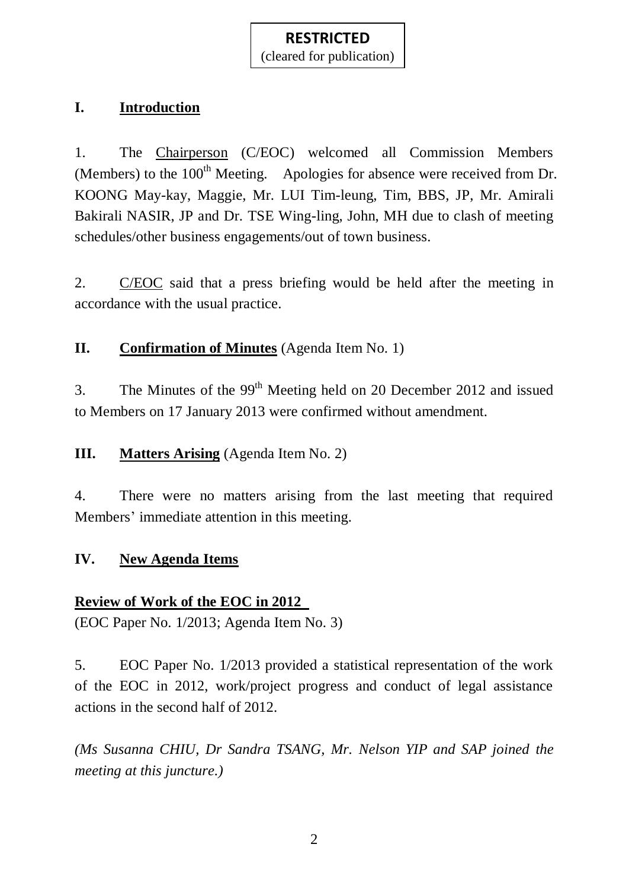**RESTRICTED**
(cleared for publication)

## I. Introduction

1. The Chairperson (C/EOC) welcomed all Commission Members (Members) to the 100th Meeting. Apologies for absence were received from Dr. KOONG May-kay, Maggie, Mr. LUI Tim-leung, Tim, BBS, JP, Mr. Amirali Bakirali NASIR, JP and Dr. TSE Wing-ling, John, MH due to clash of meeting schedules/other business engagements/out of town business.

2. C/EOC said that a press briefing would be held after the meeting in accordance with the usual practice.

## II. Confirmation of Minutes (Agenda Item No. 1)

3. The Minutes of the 99th Meeting held on 20 December 2012 and issued to Members on 17 January 2013 were confirmed without amendment.

## III. Matters Arising (Agenda Item No. 2)

4. There were no matters arising from the last meeting that required Members' immediate attention in this meeting.

## IV. New Agenda Items

### Review of Work of the EOC in 2012

(EOC Paper No. 1/2013; Agenda Item No. 3)

5. EOC Paper No. 1/2013 provided a statistical representation of the work of the EOC in 2012, work/project progress and conduct of legal assistance actions in the second half of 2012.

*(Ms Susanna CHIU, Dr Sandra TSANG, Mr. Nelson YIP and SAP joined the meeting at this juncture.)*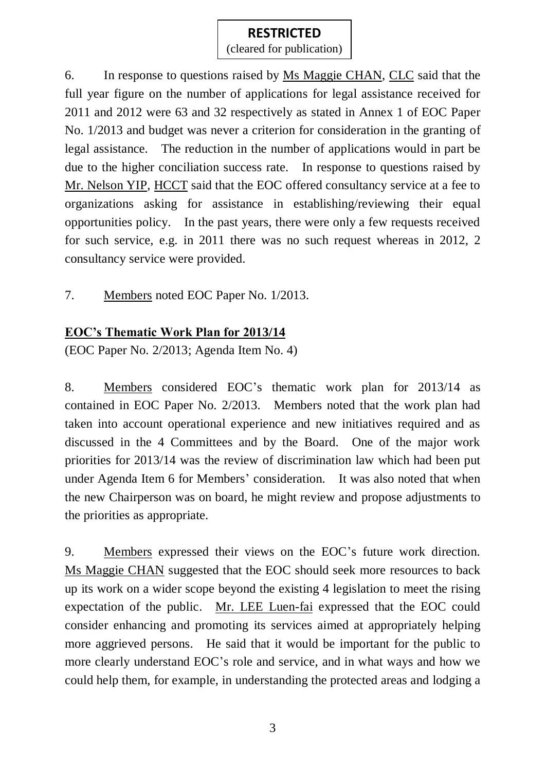6. In response to questions raised by Ms Maggie CHAN, CLC said that the full year figure on the number of applications for legal assistance received for 2011 and 2012 were 63 and 32 respectively as stated in Annex 1 of EOC Paper No. 1/2013 and budget was never a criterion for consideration in the granting of legal assistance. The reduction in the number of applications would in part be due to the higher conciliation success rate. In response to questions raised by Mr. Nelson YIP, HCCT said that the EOC offered consultancy service at a fee to organizations asking for assistance in establishing/reviewing their equal opportunities policy. In the past years, there were only a few requests received for such service, e.g. in 2011 there was no such request whereas in 2012, 2 consultancy service were provided.

7. Members noted EOC Paper No. 1/2013.

**EOC's Thematic Work Plan for 2013/14**

(EOC Paper No. 2/2013; Agenda Item No. 4)

8. Members considered EOC's thematic work plan for 2013/14 as contained in EOC Paper No. 2/2013. Members noted that the work plan had taken into account operational experience and new initiatives required and as discussed in the 4 Committees and by the Board. One of the major work priorities for 2013/14 was the review of discrimination law which had been put under Agenda Item 6 for Members' consideration. It was also noted that when the new Chairperson was on board, he might review and propose adjustments to the priorities as appropriate.

9. Members expressed their views on the EOC's future work direction. Ms Maggie CHAN suggested that the EOC should seek more resources to back up its work on a wider scope beyond the existing 4 legislation to meet the rising expectation of the public. Mr. LEE Luen-fai expressed that the EOC could consider enhancing and promoting its services aimed at appropriately helping more aggrieved persons. He said that it would be important for the public to more clearly understand EOC's role and service, and in what ways and how we could help them, for example, in understanding the protected areas and lodging a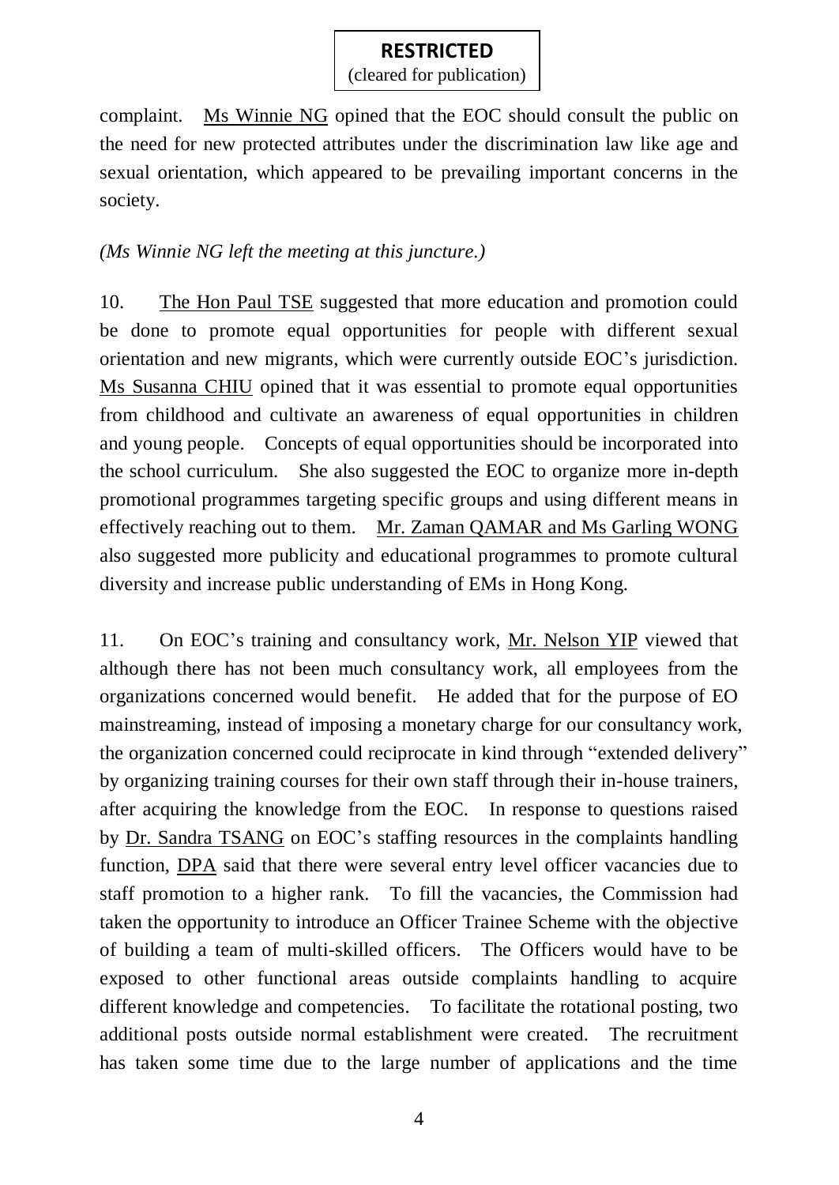complaint. Ms Winnie NG opined that the EOC should consult the public on the need for new protected attributes under the discrimination law like age and sexual orientation, which appeared to be prevailing important concerns in the society.

*(Ms Winnie NG left the meeting at this juncture.)*

10. The Hon Paul TSE suggested that more education and promotion could be done to promote equal opportunities for people with different sexual orientation and new migrants, which were currently outside EOC's jurisdiction. Ms Susanna CHIU opined that it was essential to promote equal opportunities from childhood and cultivate an awareness of equal opportunities in children and young people. Concepts of equal opportunities should be incorporated into the school curriculum. She also suggested the EOC to organize more in-depth promotional programmes targeting specific groups and using different means in effectively reaching out to them. Mr. Zaman QAMAR and Ms Garling WONG also suggested more publicity and educational programmes to promote cultural diversity and increase public understanding of EMs in Hong Kong.

11. On EOC's training and consultancy work, Mr. Nelson YIP viewed that although there has not been much consultancy work, all employees from the organizations concerned would benefit. He added that for the purpose of EO mainstreaming, instead of imposing a monetary charge for our consultancy work, the organization concerned could reciprocate in kind through "extended delivery" by organizing training courses for their own staff through their in-house trainers, after acquiring the knowledge from the EOC. In response to questions raised by Dr. Sandra TSANG on EOC's staffing resources in the complaints handling function, DPA said that there were several entry level officer vacancies due to staff promotion to a higher rank. To fill the vacancies, the Commission had taken the opportunity to introduce an Officer Trainee Scheme with the objective of building a team of multi-skilled officers. The Officers would have to be exposed to other functional areas outside complaints handling to acquire different knowledge and competencies. To facilitate the rotational posting, two additional posts outside normal establishment were created. The recruitment has taken some time due to the large number of applications and the time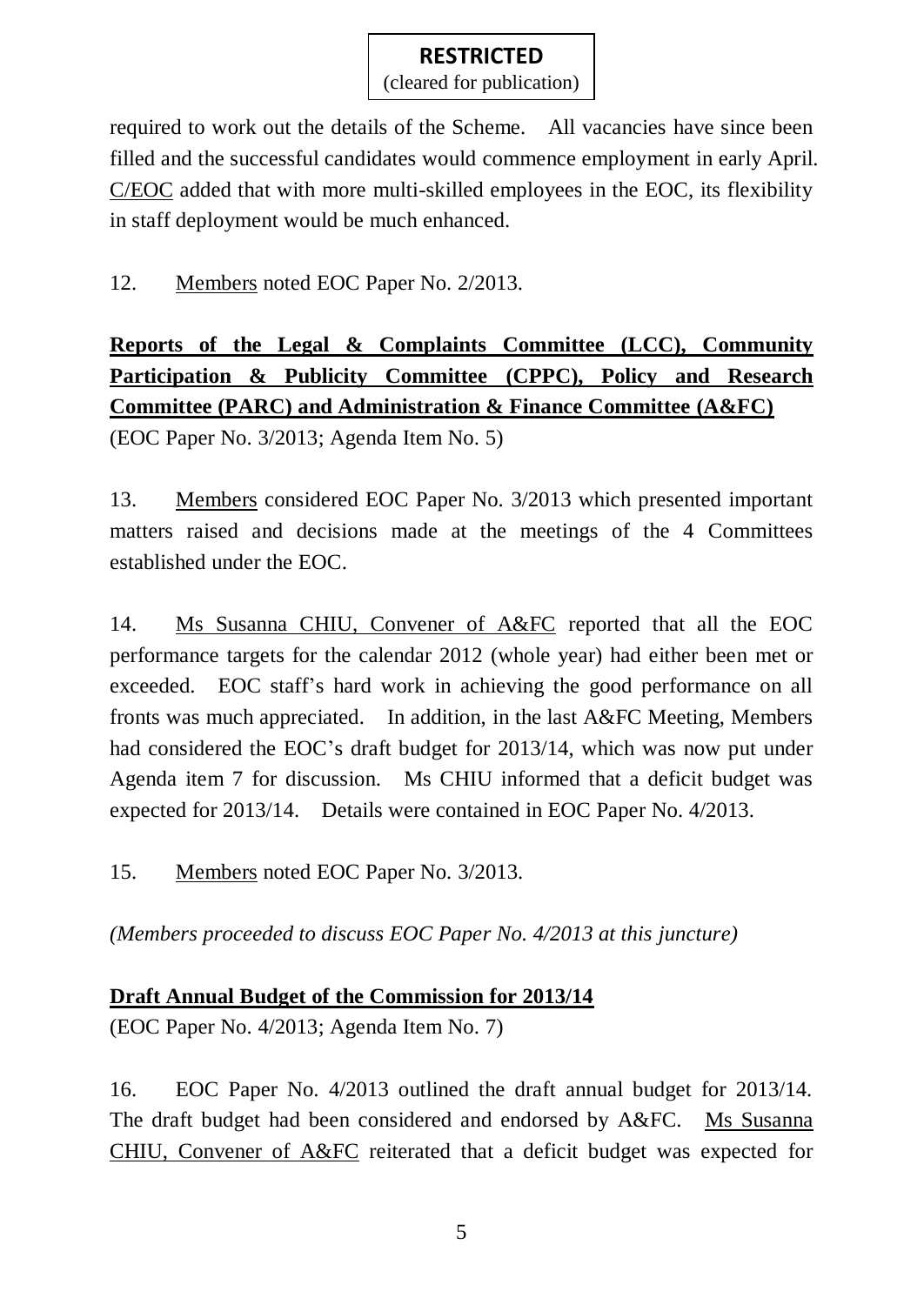required to work out the details of the Scheme. All vacancies have since been filled and the successful candidates would commence employment in early April. C/EOC added that with more multi-skilled employees in the EOC, its flexibility in staff deployment would be much enhanced.

12. Members noted EOC Paper No. 2/2013.

**Reports of the Legal & Complaints Committee (LCC), Community Participation & Publicity Committee (CPPC), Policy and Research Committee (PARC) and Administration & Finance Committee (A&FC)**
(EOC Paper No. 3/2013; Agenda Item No. 5)

13. Members considered EOC Paper No. 3/2013 which presented important matters raised and decisions made at the meetings of the 4 Committees established under the EOC.

14. Ms Susanna CHIU, Convener of A&FC reported that all the EOC performance targets for the calendar 2012 (whole year) had either been met or exceeded. EOC staff's hard work in achieving the good performance on all fronts was much appreciated. In addition, in the last A&FC Meeting, Members had considered the EOC's draft budget for 2013/14, which was now put under Agenda item 7 for discussion. Ms CHIU informed that a deficit budget was expected for 2013/14. Details were contained in EOC Paper No. 4/2013.

15. Members noted EOC Paper No. 3/2013.

*(Members proceeded to discuss EOC Paper No. 4/2013 at this juncture)*

**Draft Annual Budget of the Commission for 2013/14**
(EOC Paper No. 4/2013; Agenda Item No. 7)

16. EOC Paper No. 4/2013 outlined the draft annual budget for 2013/14. The draft budget had been considered and endorsed by A&FC. Ms Susanna CHIU, Convener of A&FC reiterated that a deficit budget was expected for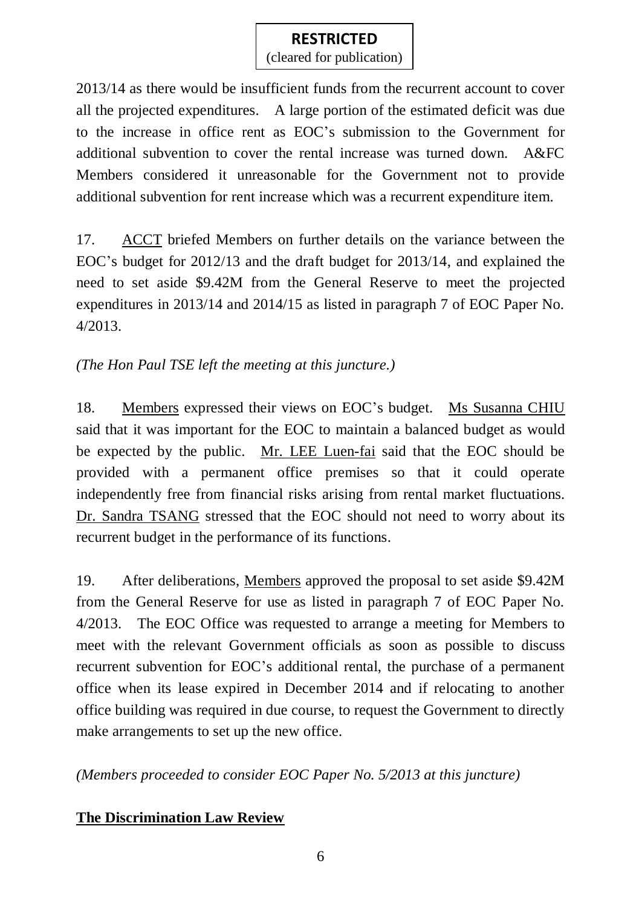2013/14 as there would be insufficient funds from the recurrent account to cover all the projected expenditures. A large portion of the estimated deficit was due to the increase in office rent as EOC's submission to the Government for additional subvention to cover the rental increase was turned down. A&FC Members considered it unreasonable for the Government not to provide additional subvention for rent increase which was a recurrent expenditure item.

17. ACCT briefed Members on further details on the variance between the EOC's budget for 2012/13 and the draft budget for 2013/14, and explained the need to set aside \$9.42M from the General Reserve to meet the projected expenditures in 2013/14 and 2014/15 as listed in paragraph 7 of EOC Paper No. 4/2013.

*(The Hon Paul TSE left the meeting at this juncture.)*

18. Members expressed their views on EOC's budget. Ms Susanna CHIU said that it was important for the EOC to maintain a balanced budget as would be expected by the public. Mr. LEE Luen-fai said that the EOC should be provided with a permanent office premises so that it could operate independently free from financial risks arising from rental market fluctuations. Dr. Sandra TSANG stressed that the EOC should not need to worry about its recurrent budget in the performance of its functions.

19. After deliberations, Members approved the proposal to set aside \$9.42M from the General Reserve for use as listed in paragraph 7 of EOC Paper No. 4/2013. The EOC Office was requested to arrange a meeting for Members to meet with the relevant Government officials as soon as possible to discuss recurrent subvention for EOC's additional rental, the purchase of a permanent office when its lease expired in December 2014 and if relocating to another office building was required in due course, to request the Government to directly make arrangements to set up the new office.

*(Members proceeded to consider EOC Paper No. 5/2013 at this juncture)*

**The Discrimination Law Review**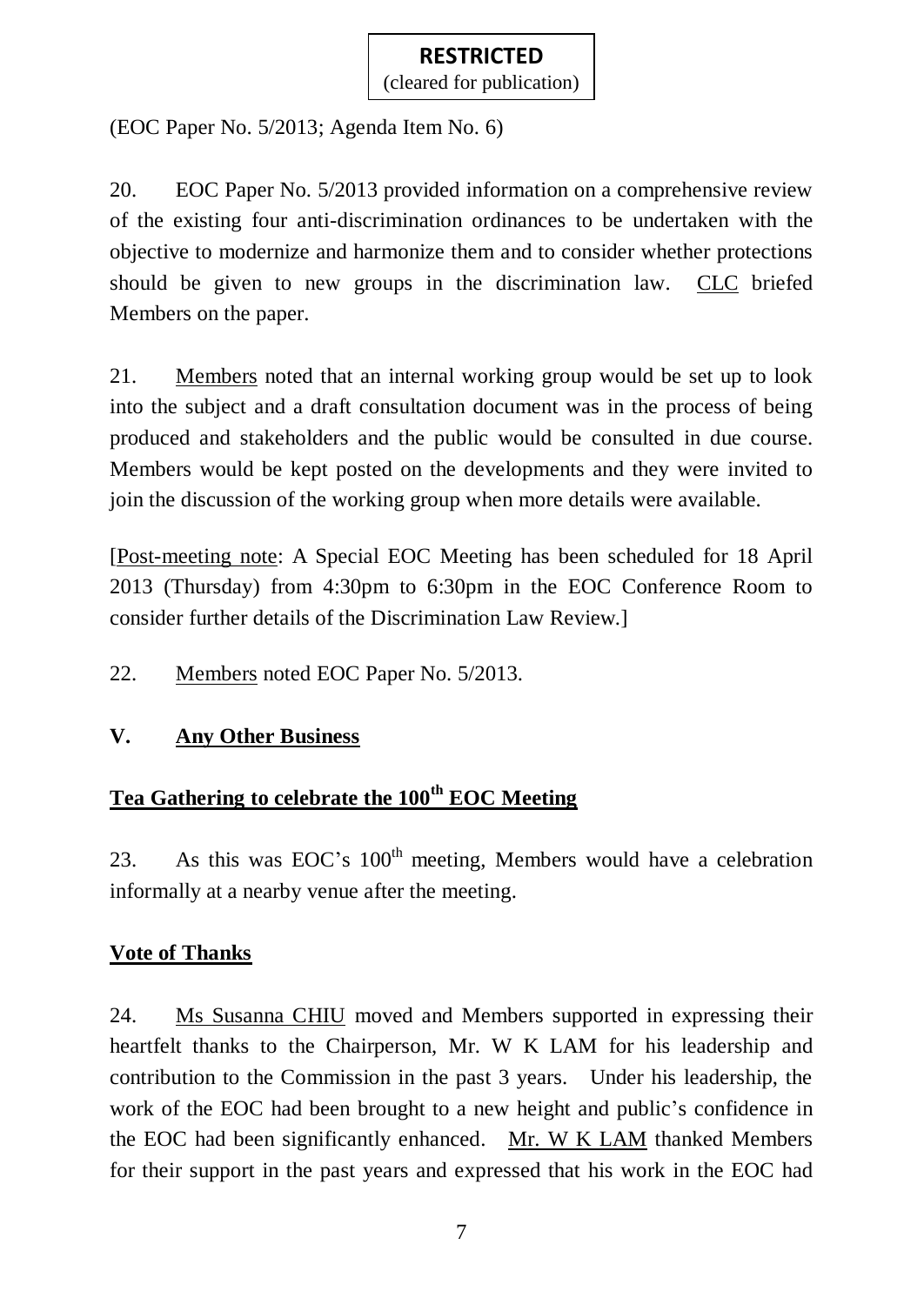**RESTRICTED**
(cleared for publication)

(EOC Paper No. 5/2013; Agenda Item No. 6)

20. EOC Paper No. 5/2013 provided information on a comprehensive review of the existing four anti-discrimination ordinances to be undertaken with the objective to modernize and harmonize them and to consider whether protections should be given to new groups in the discrimination law. CLC briefed Members on the paper.

21. Members noted that an internal working group would be set up to look into the subject and a draft consultation document was in the process of being produced and stakeholders and the public would be consulted in due course. Members would be kept posted on the developments and they were invited to join the discussion of the working group when more details were available.

[Post-meeting note: A Special EOC Meeting has been scheduled for 18 April 2013 (Thursday) from 4:30pm to 6:30pm in the EOC Conference Room to consider further details of the Discrimination Law Review.]

22. Members noted EOC Paper No. 5/2013.

## V. Any Other Business

### Tea Gathering to celebrate the 100th EOC Meeting

23. As this was EOC's 100th meeting, Members would have a celebration informally at a nearby venue after the meeting.

### Vote of Thanks

24. Ms Susanna CHIU moved and Members supported in expressing their heartfelt thanks to the Chairperson, Mr. W K LAM for his leadership and contribution to the Commission in the past 3 years. Under his leadership, the work of the EOC had been brought to a new height and public's confidence in the EOC had been significantly enhanced. Mr. W K LAM thanked Members for their support in the past years and expressed that his work in the EOC had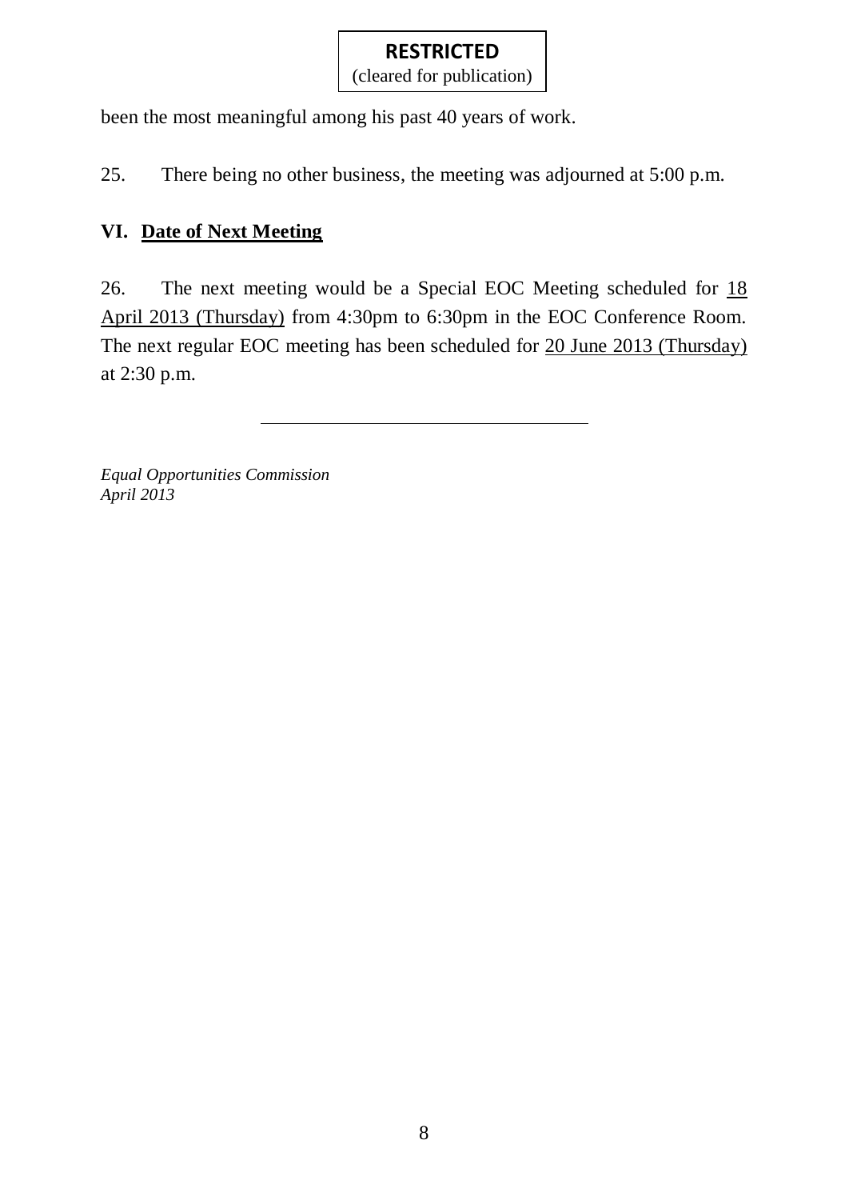**RESTRICTED**
(cleared for publication)

been the most meaningful among his past 40 years of work.

25. There being no other business, the meeting was adjourned at 5:00 p.m.

## VI. Date of Next Meeting

26. The next meeting would be a Special EOC Meeting scheduled for <u>18 April 2013 (Thursday)</u> from 4:30pm to 6:30pm in the EOC Conference Room. The next regular EOC meeting has been scheduled for <u>20 June 2013 (Thursday)</u> at 2:30 p.m.

---

*Equal Opportunities Commission*
*April 2013*